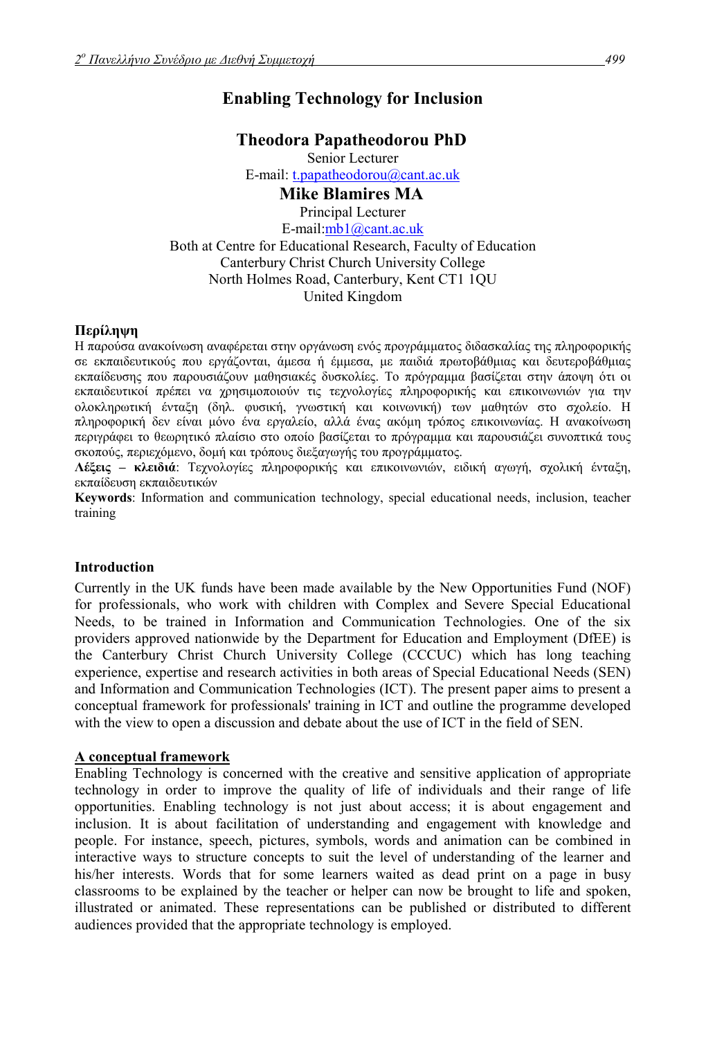# Enabling Technology for Inclusion

## Theodora Papatheodorou PhD

Senior Lecturer

E-mail: t.papatheodorou@cant.ac.uk

## Mike Blamires MA

Principal Lecturer

E-mail:mb1@cant.ac.uk

Both at Centre for Educational Research, Faculty of Education
Canterbury Christ Church University College
North Holmes Road, Canterbury, Kent CT1 1QU
United Kingdom

**Περίληψη**

Η παρούσα ανακοίνωση αναφέρεται στην οργάνωση ενός προγράμματος διδασκαλίας της πληροφορικής σε εκπαιδευτικούς που εργάζονται, άμεσα ή έμμεσα, με παιδιά πρωτοβάθμιας και δευτεροβάθμιας εκπαίδευσης που παρουσιάζουν μαθησιακές δυσκολίες. Το πρόγραμμα βασίζεται στην άποψη ότι οι εκπαιδευτικοί πρέπει να χρησιμοποιούν τις τεχνολογίες πληροφορικής και επικοινωνιών για την ολοκληρωτική ένταξη (δηλ. φυσική, γνωστική και κοινωνική) των μαθητών στο σχολείο. Η πληροφορική δεν είναι μόνο ένα εργαλείο, αλλά ένας ακόμη τρόπος επικοινωνίας. Η ανακοίνωση περιγράφει το θεωρητικό πλαίσιο στο οποίο βασίζεται το πρόγραμμα και παρουσιάζει συνοπτικά τους σκοπούς, περιεχόμενο, δομή και τρόπους διεξαγωγής του προγράμματος.

**Λέξεις – κλειδιά**: Τεχνολογίες πληροφορικής και επικοινωνιών, ειδική αγωγή, σχολική ένταξη, εκπαίδευση εκπαιδευτικών

**Keywords**: Information and communication technology, special educational needs, inclusion, teacher training

### Introduction

Currently in the UK funds have been made available by the New Opportunities Fund (NOF) for professionals, who work with children with Complex and Severe Special Educational Needs, to be trained in Information and Communication Technologies. One of the six providers approved nationwide by the Department for Education and Employment (DfEE) is the Canterbury Christ Church University College (CCCUC) which has long teaching experience, expertise and research activities in both areas of Special Educational Needs (SEN) and Information and Communication Technologies (ICT). The present paper aims to present a conceptual framework for professionals' training in ICT and outline the programme developed with the view to open a discussion and debate about the use of ICT in the field of SEN.

### A conceptual framework

Enabling Technology is concerned with the creative and sensitive application of appropriate technology in order to improve the quality of life of individuals and their range of life opportunities. Enabling technology is not just about access; it is about engagement and inclusion. It is about facilitation of understanding and engagement with knowledge and people. For instance, speech, pictures, symbols, words and animation can be combined in interactive ways to structure concepts to suit the level of understanding of the learner and his/her interests. Words that for some learners waited as dead print on a page in busy classrooms to be explained by the teacher or helper can now be brought to life and spoken, illustrated or animated. These representations can be published or distributed to different audiences provided that the appropriate technology is employed.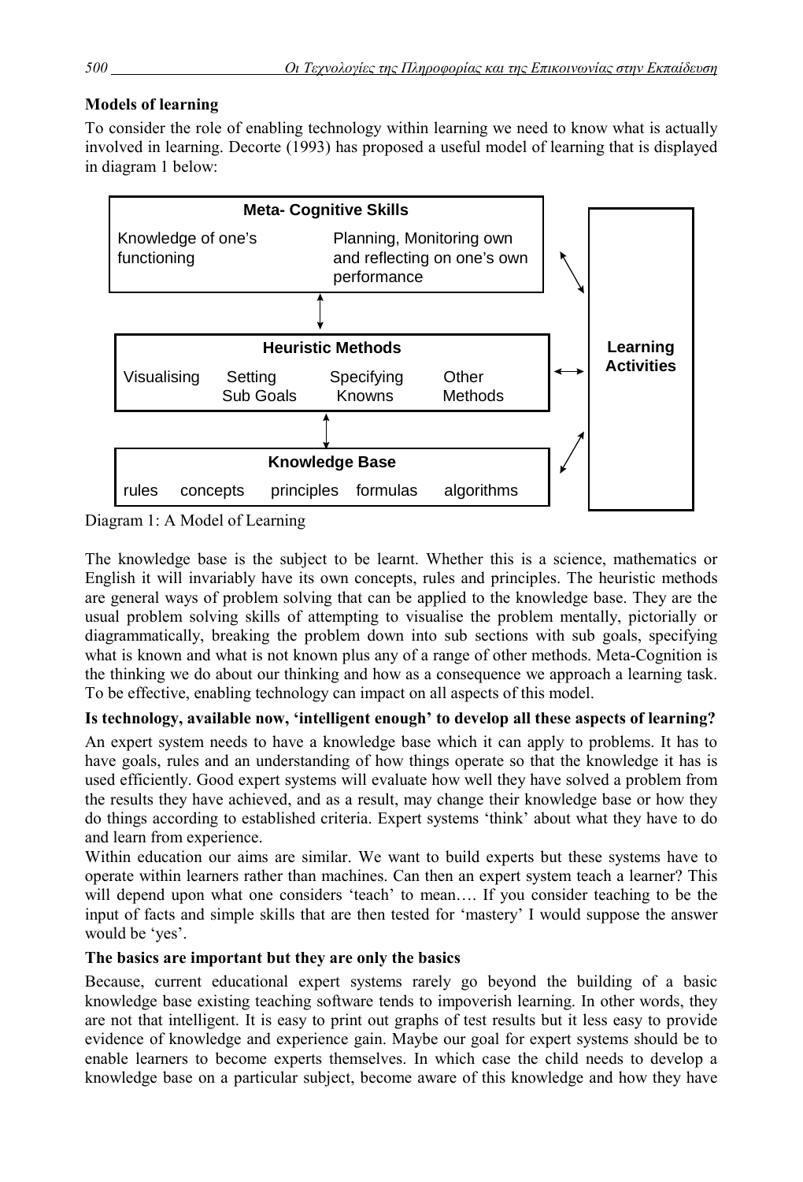**Models of learning**

To consider the role of enabling technology within learning we need to know what is actually involved in learning. Decorte (1993) has proposed a useful model of learning that is displayed in diagram 1 below:

**Meta- Cognitive Skills**
Knowledge of one's functioning — Planning, Monitoring own and reflecting on one's own performance

**Heuristic Methods**
Visualising — Setting Sub Goals — Specifying Knowns — Other Methods

**Knowledge Base**
rules — concepts — principles — formulas — algorithms

**Learning Activities**

Diagram 1: A Model of Learning

The knowledge base is the subject to be learnt. Whether this is a science, mathematics or English it will invariably have its own concepts, rules and principles. The heuristic methods are general ways of problem solving that can be applied to the knowledge base. They are the usual problem solving skills of attempting to visualise the problem mentally, pictorially or diagrammatically, breaking the problem down into sub sections with sub goals, specifying what is known and what is not known plus any of a range of other methods. Meta-Cognition is the thinking we do about our thinking and how as a consequence we approach a learning task. To be effective, enabling technology can impact on all aspects of this model.

**Is technology, available now, 'intelligent enough' to develop all these aspects of learning?**

An expert system needs to have a knowledge base which it can apply to problems. It has to have goals, rules and an understanding of how things operate so that the knowledge it has is used efficiently. Good expert systems will evaluate how well they have solved a problem from the results they have achieved, and as a result, may change their knowledge base or how they do things according to established criteria. Expert systems 'think' about what they have to do and learn from experience.

Within education our aims are similar. We want to build experts but these systems have to operate within learners rather than machines. Can then an expert system teach a learner? This will depend upon what one considers 'teach' to mean…. If you consider teaching to be the input of facts and simple skills that are then tested for 'mastery' I would suppose the answer would be 'yes'.

**The basics are important but they are only the basics**

Because, current educational expert systems rarely go beyond the building of a basic knowledge base existing teaching software tends to impoverish learning. In other words, they are not that intelligent. It is easy to print out graphs of test results but it less easy to provide evidence of knowledge and experience gain. Maybe our goal for expert systems should be to enable learners to become experts themselves. In which case the child needs to develop a knowledge base on a particular subject, become aware of this knowledge and how they have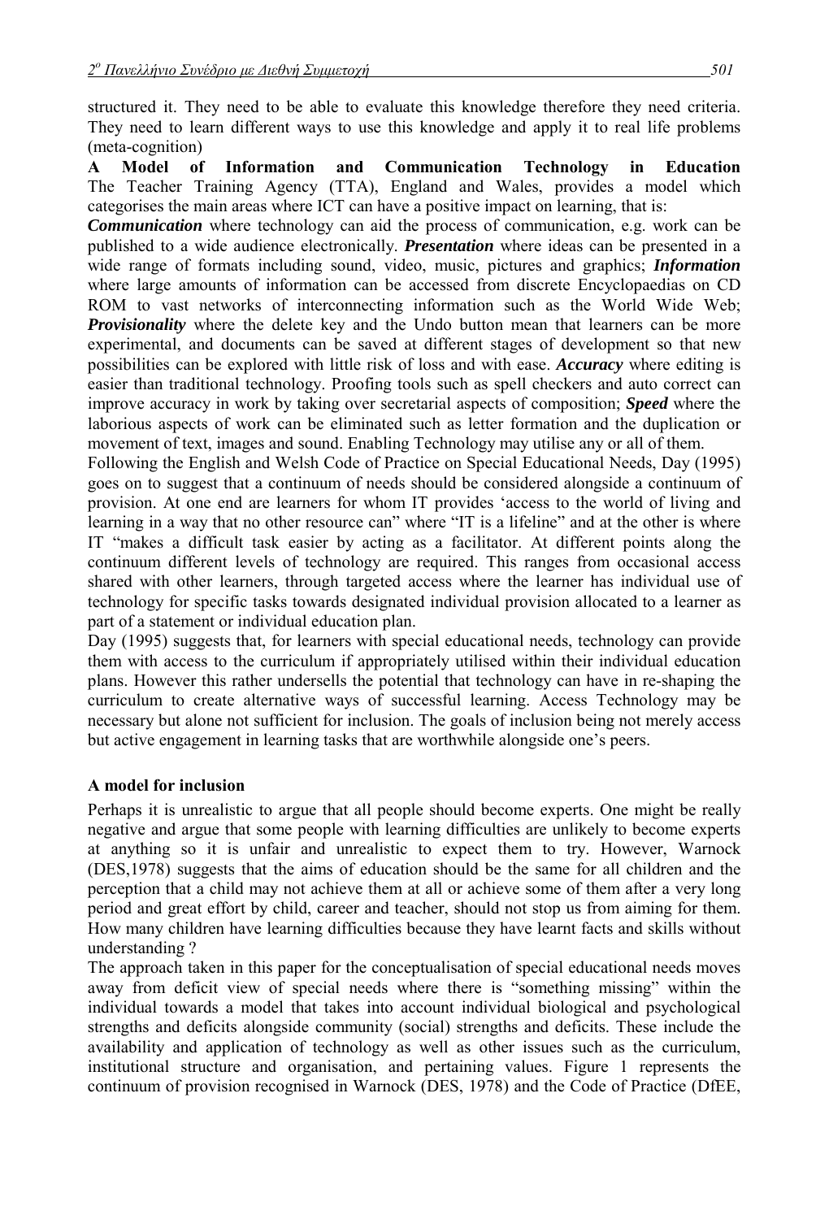structured it. They need to be able to evaluate this knowledge therefore they need criteria. They need to learn different ways to use this knowledge and apply it to real life problems (meta-cognition)

**A Model of Information and Communication Technology in Education**
The Teacher Training Agency (TTA), England and Wales, provides a model which categorises the main areas where ICT can have a positive impact on learning, that is:

***Communication*** where technology can aid the process of communication, e.g. work can be published to a wide audience electronically. ***Presentation*** where ideas can be presented in a wide range of formats including sound, video, music, pictures and graphics; ***Information*** where large amounts of information can be accessed from discrete Encyclopaedias on CD ROM to vast networks of interconnecting information such as the World Wide Web; ***Provisionality*** where the delete key and the Undo button mean that learners can be more experimental, and documents can be saved at different stages of development so that new possibilities can be explored with little risk of loss and with ease. ***Accuracy*** where editing is easier than traditional technology. Proofing tools such as spell checkers and auto correct can improve accuracy in work by taking over secretarial aspects of composition; ***Speed*** where the laborious aspects of work can be eliminated such as letter formation and the duplication or movement of text, images and sound. Enabling Technology may utilise any or all of them.

Following the English and Welsh Code of Practice on Special Educational Needs, Day (1995) goes on to suggest that a continuum of needs should be considered alongside a continuum of provision. At one end are learners for whom IT provides 'access to the world of living and learning in a way that no other resource can" where "IT is a lifeline" and at the other is where IT "makes a difficult task easier by acting as a facilitator. At different points along the continuum different levels of technology are required. This ranges from occasional access shared with other learners, through targeted access where the learner has individual use of technology for specific tasks towards designated individual provision allocated to a learner as part of a statement or individual education plan.

Day (1995) suggests that, for learners with special educational needs, technology can provide them with access to the curriculum if appropriately utilised within their individual education plans. However this rather undersells the potential that technology can have in re-shaping the curriculum to create alternative ways of successful learning. Access Technology may be necessary but alone not sufficient for inclusion. The goals of inclusion being not merely access but active engagement in learning tasks that are worthwhile alongside one's peers.

## A model for inclusion

Perhaps it is unrealistic to argue that all people should become experts. One might be really negative and argue that some people with learning difficulties are unlikely to become experts at anything so it is unfair and unrealistic to expect them to try. However, Warnock (DES,1978) suggests that the aims of education should be the same for all children and the perception that a child may not achieve them at all or achieve some of them after a very long period and great effort by child, career and teacher, should not stop us from aiming for them. How many children have learning difficulties because they have learnt facts and skills without understanding ?

The approach taken in this paper for the conceptualisation of special educational needs moves away from deficit view of special needs where there is "something missing" within the individual towards a model that takes into account individual biological and psychological strengths and deficits alongside community (social) strengths and deficits. These include the availability and application of technology as well as other issues such as the curriculum, institutional structure and organisation, and pertaining values. Figure 1 represents the continuum of provision recognised in Warnock (DES, 1978) and the Code of Practice (DfEE,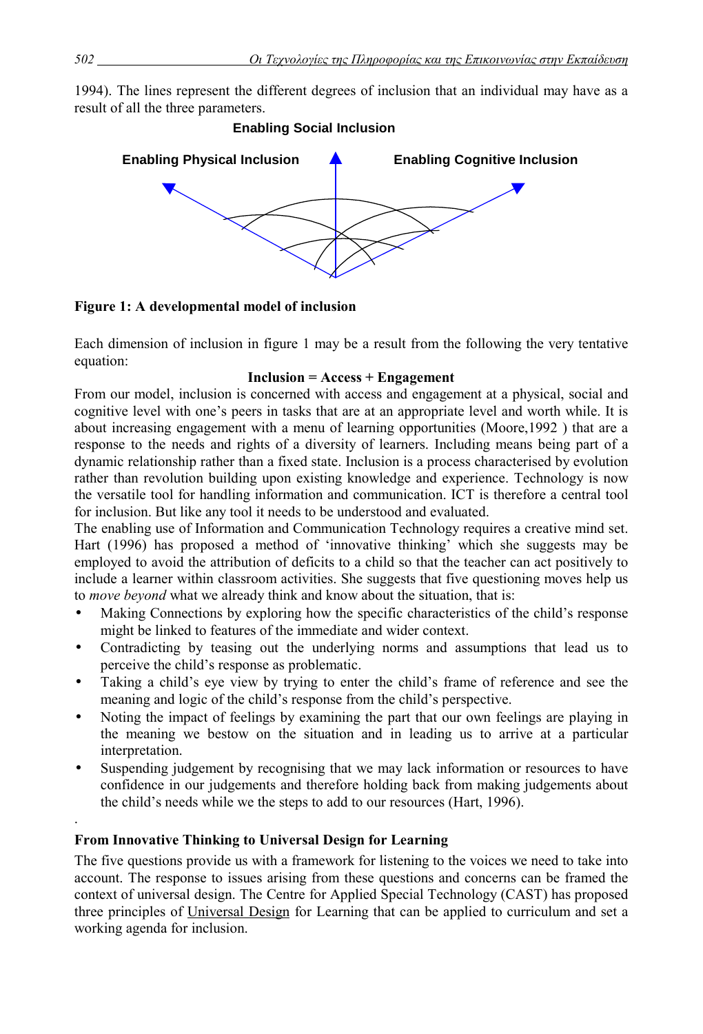1994). The lines represent the different degrees of inclusion that an individual may have as a result of all the three parameters.

Enabling Social Inclusion

Enabling Physical Inclusion

Enabling Cognitive Inclusion

**Figure 1: A developmental model of inclusion**

Each dimension of inclusion in figure 1 may be a result from the following the very tentative equation:

**Inclusion = Access + Engagement**

From our model, inclusion is concerned with access and engagement at a physical, social and cognitive level with one's peers in tasks that are at an appropriate level and worth while. It is about increasing engagement with a menu of learning opportunities (Moore,1992 ) that are a response to the needs and rights of a diversity of learners. Including means being part of a dynamic relationship rather than a fixed state. Inclusion is a process characterised by evolution rather than revolution building upon existing knowledge and experience. Technology is now the versatile tool for handling information and communication. ICT is therefore a central tool for inclusion. But like any tool it needs to be understood and evaluated.

The enabling use of Information and Communication Technology requires a creative mind set. Hart (1996) has proposed a method of 'innovative thinking' which she suggests may be employed to avoid the attribution of deficits to a child so that the teacher can act positively to include a learner within classroom activities. She suggests that five questioning moves help us to *move beyond* what we already think and know about the situation, that is:

- Making Connections by exploring how the specific characteristics of the child's response might be linked to features of the immediate and wider context.
- Contradicting by teasing out the underlying norms and assumptions that lead us to perceive the child's response as problematic.
- Taking a child's eye view by trying to enter the child's frame of reference and see the meaning and logic of the child's response from the child's perspective.
- Noting the impact of feelings by examining the part that our own feelings are playing in the meaning we bestow on the situation and in leading us to arrive at a particular interpretation.
- Suspending judgement by recognising that we may lack information or resources to have confidence in our judgements and therefore holding back from making judgements about the child's needs while we the steps to add to our resources (Hart, 1996).

.

### From Innovative Thinking to Universal Design for Learning

The five questions provide us with a framework for listening to the voices we need to take into account. The response to issues arising from these questions and concerns can be framed the context of universal design. The Centre for Applied Special Technology (CAST) has proposed three principles of Universal Design for Learning that can be applied to curriculum and set a working agenda for inclusion.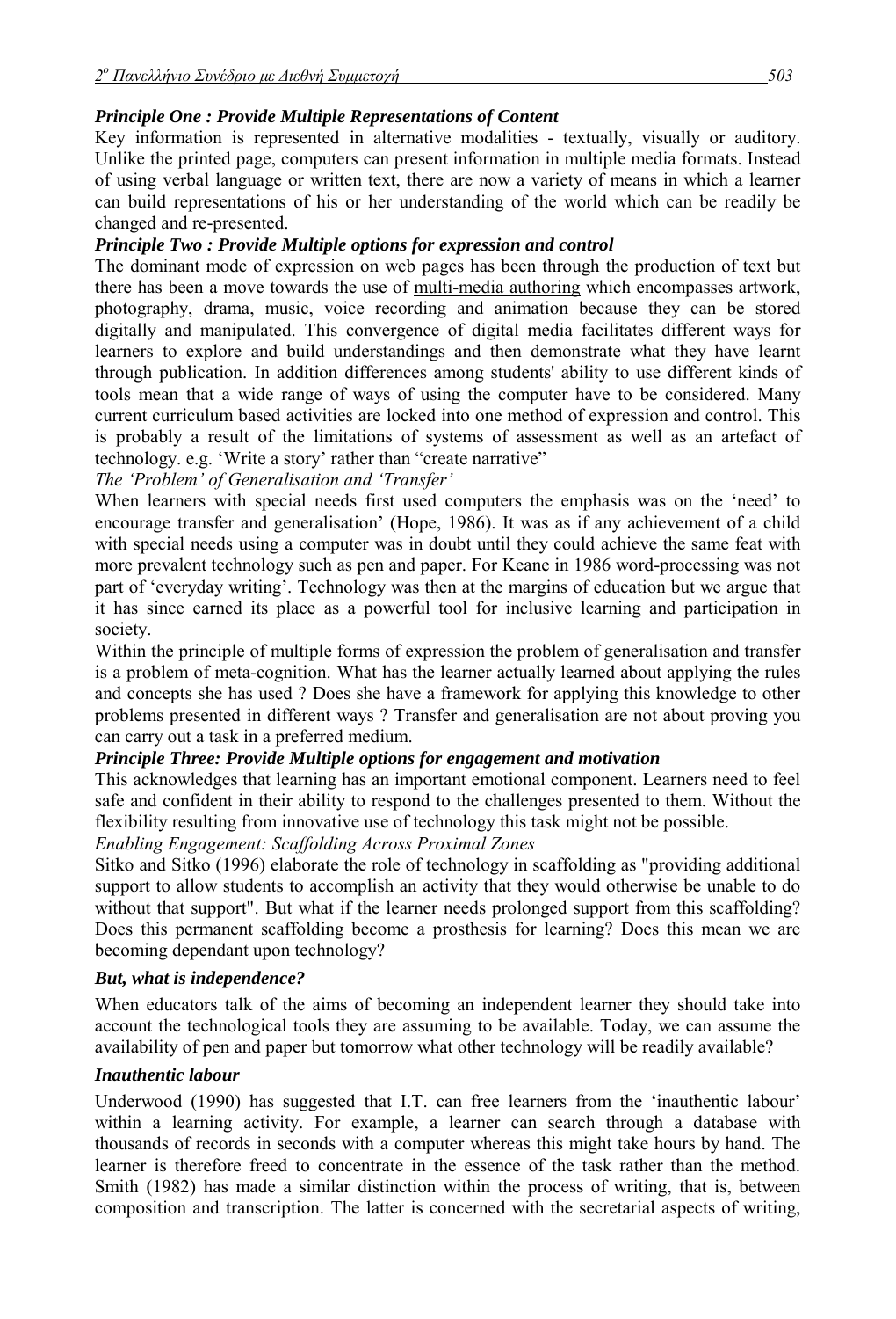### *Principle One : Provide Multiple Representations of Content*

Key information is represented in alternative modalities - textually, visually or auditory. Unlike the printed page, computers can present information in multiple media formats. Instead of using verbal language or written text, there are now a variety of means in which a learner can build representations of his or her understanding of the world which can be readily be changed and re-presented.

### *Principle Two : Provide Multiple options for expression and control*

The dominant mode of expression on web pages has been through the production of text but there has been a move towards the use of multi-media authoring which encompasses artwork, photography, drama, music, voice recording and animation because they can be stored digitally and manipulated. This convergence of digital media facilitates different ways for learners to explore and build understandings and then demonstrate what they have learnt through publication. In addition differences among students' ability to use different kinds of tools mean that a wide range of ways of using the computer have to be considered. Many current curriculum based activities are locked into one method of expression and control. This is probably a result of the limitations of systems of assessment as well as an artefact of technology. e.g. 'Write a story' rather than "create narrative"

*The 'Problem' of Generalisation and 'Transfer'*

When learners with special needs first used computers the emphasis was on the 'need' to encourage transfer and generalisation' (Hope, 1986). It was as if any achievement of a child with special needs using a computer was in doubt until they could achieve the same feat with more prevalent technology such as pen and paper. For Keane in 1986 word-processing was not part of 'everyday writing'. Technology was then at the margins of education but we argue that it has since earned its place as a powerful tool for inclusive learning and participation in society.

Within the principle of multiple forms of expression the problem of generalisation and transfer is a problem of meta-cognition. What has the learner actually learned about applying the rules and concepts she has used ? Does she have a framework for applying this knowledge to other problems presented in different ways ? Transfer and generalisation are not about proving you can carry out a task in a preferred medium.

### *Principle Three: Provide Multiple options for engagement and motivation*

This acknowledges that learning has an important emotional component. Learners need to feel safe and confident in their ability to respond to the challenges presented to them. Without the flexibility resulting from innovative use of technology this task might not be possible.

*Enabling Engagement: Scaffolding Across Proximal Zones*

Sitko and Sitko (1996) elaborate the role of technology in scaffolding as "providing additional support to allow students to accomplish an activity that they would otherwise be unable to do without that support". But what if the learner needs prolonged support from this scaffolding? Does this permanent scaffolding become a prosthesis for learning? Does this mean we are becoming dependant upon technology?

### *But, what is independence?*

When educators talk of the aims of becoming an independent learner they should take into account the technological tools they are assuming to be available. Today, we can assume the availability of pen and paper but tomorrow what other technology will be readily available?

### *Inauthentic labour*

Underwood (1990) has suggested that I.T. can free learners from the 'inauthentic labour' within a learning activity. For example, a learner can search through a database with thousands of records in seconds with a computer whereas this might take hours by hand. The learner is therefore freed to concentrate in the essence of the task rather than the method. Smith (1982) has made a similar distinction within the process of writing, that is, between composition and transcription. The latter is concerned with the secretarial aspects of writing,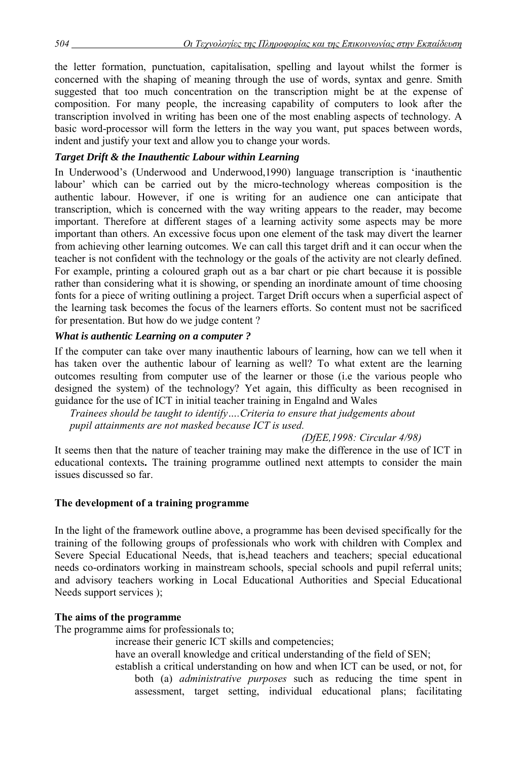the letter formation, punctuation, capitalisation, spelling and layout whilst the former is concerned with the shaping of meaning through the use of words, syntax and genre. Smith suggested that too much concentration on the transcription might be at the expense of composition. For many people, the increasing capability of computers to look after the transcription involved in writing has been one of the most enabling aspects of technology. A basic word-processor will form the letters in the way you want, put spaces between words, indent and justify your text and allow you to change your words.

### *Target Drift & the Inauthentic Labour within Learning*

In Underwood's (Underwood and Underwood,1990) language transcription is 'inauthentic labour' which can be carried out by the micro-technology whereas composition is the authentic labour. However, if one is writing for an audience one can anticipate that transcription, which is concerned with the way writing appears to the reader, may become important. Therefore at different stages of a learning activity some aspects may be more important than others. An excessive focus upon one element of the task may divert the learner from achieving other learning outcomes. We can call this target drift and it can occur when the teacher is not confident with the technology or the goals of the activity are not clearly defined. For example, printing a coloured graph out as a bar chart or pie chart because it is possible rather than considering what it is showing, or spending an inordinate amount of time choosing fonts for a piece of writing outlining a project. Target Drift occurs when a superficial aspect of the learning task becomes the focus of the learners efforts. So content must not be sacrificed for presentation. But how do we judge content ?

### *What is authentic Learning on a computer ?*

If the computer can take over many inauthentic labours of learning, how can we tell when it has taken over the authentic labour of learning as well? To what extent are the learning outcomes resulting from computer use of the learner or those (i.e the various people who designed the system) of the technology? Yet again, this difficulty as been recognised in guidance for the use of ICT in initial teacher training in Engalnd and Wales

> *Trainees should be taught to identify….Criteria to ensure that judgements about pupil attainments are not masked because ICT is used.*
>
> *(DfEE,1998: Circular 4/98)*

It seems then that the nature of teacher training may make the difference in the use of ICT in educational contexts**.** The training programme outlined next attempts to consider the main issues discussed so far.

## The development of a training programme

In the light of the framework outline above, a programme has been devised specifically for the training of the following groups of professionals who work with children with Complex and Severe Special Educational Needs, that is,head teachers and teachers; special educational needs co-ordinators working in mainstream schools, special schools and pupil referral units; and advisory teachers working in Local Educational Authorities and Special Educational Needs support services );

### The aims of the programme

The programme aims for professionals to;

- increase their generic ICT skills and competencies;
- have an overall knowledge and critical understanding of the field of SEN;
- establish a critical understanding on how and when ICT can be used, or not, for both (a) *administrative purposes* such as reducing the time spent in assessment, target setting, individual educational plans; facilitating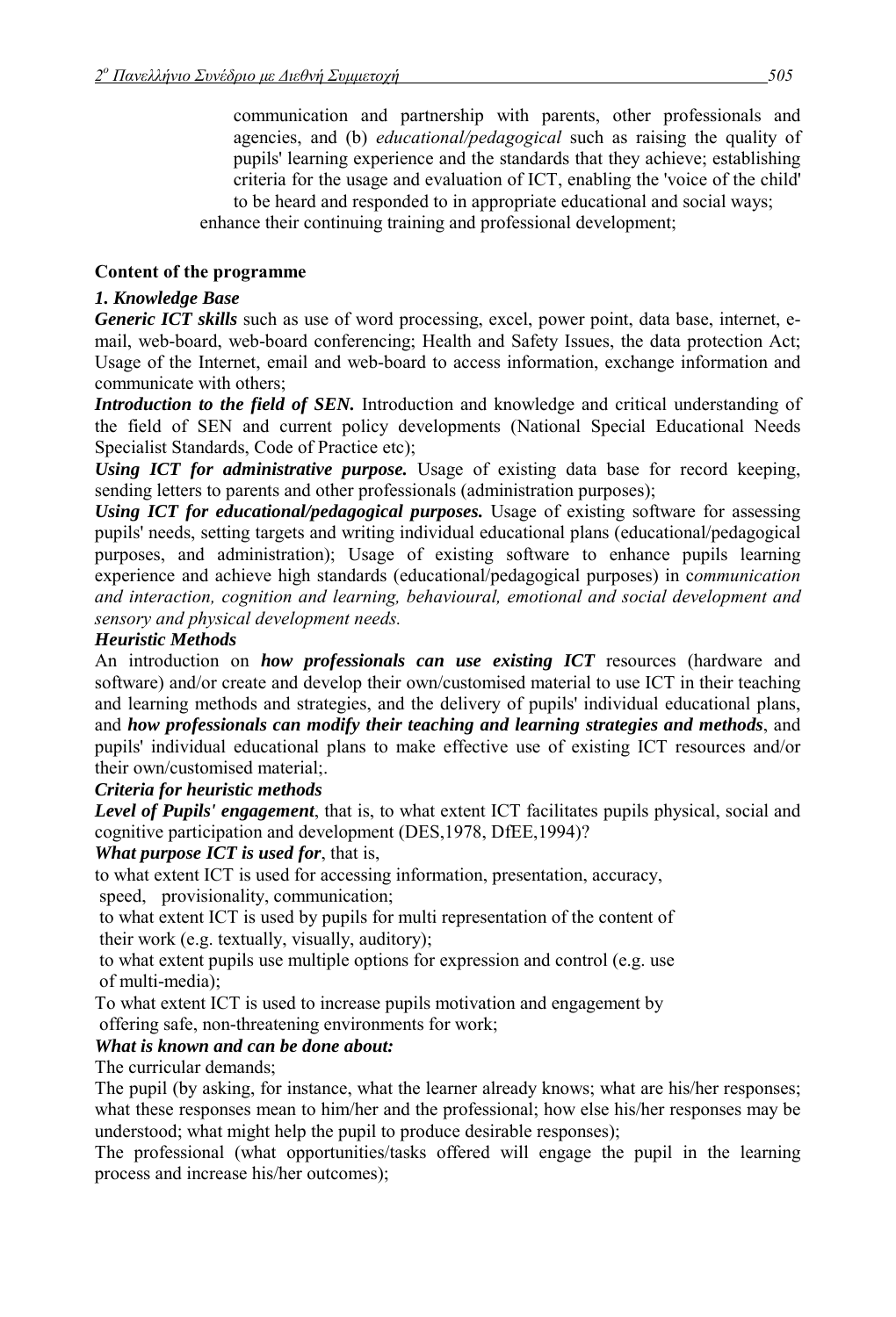communication and partnership with parents, other professionals and agencies, and (b) *educational/pedagogical* such as raising the quality of pupils' learning experience and the standards that they achieve; establishing criteria for the usage and evaluation of ICT, enabling the 'voice of the child' to be heard and responded to in appropriate educational and social ways;

enhance their continuing training and professional development;

**Content of the programme**

***1. Knowledge Base***

***Generic ICT skills*** such as use of word processing, excel, power point, data base, internet, e-mail, web-board, web-board conferencing; Health and Safety Issues, the data protection Act; Usage of the Internet, email and web-board to access information, exchange information and communicate with others;

***Introduction to the field of SEN.*** Introduction and knowledge and critical understanding of the field of SEN and current policy developments (National Special Educational Needs Specialist Standards, Code of Practice etc);

***Using ICT for administrative purpose.*** Usage of existing data base for record keeping, sending letters to parents and other professionals (administration purposes);

***Using ICT for educational/pedagogical purposes.*** Usage of existing software for assessing pupils' needs, setting targets and writing individual educational plans (educational/pedagogical purposes, and administration); Usage of existing software to enhance pupils learning experience and achieve high standards (educational/pedagogical purposes) in c*ommunication and interaction, cognition and learning, behavioural, emotional and social development and sensory and physical development needs.*

***Heuristic Methods***

An introduction on ***how professionals can use existing ICT*** resources (hardware and software) and/or create and develop their own/customised material to use ICT in their teaching and learning methods and strategies, and the delivery of pupils' individual educational plans, and ***how professionals can modify their teaching and learning strategies and methods***, and pupils' individual educational plans to make effective use of existing ICT resources and/or their own/customised material;.

***Criteria for heuristic methods***

***Level of Pupils' engagement***, that is, to what extent ICT facilitates pupils physical, social and cognitive participation and development (DES,1978, DfEE,1994)?

***What purpose ICT is used for***, that is,

to what extent ICT is used for accessing information, presentation, accuracy, speed, provisionality, communication;

to what extent ICT is used by pupils for multi representation of the content of their work (e.g. textually, visually, auditory);

to what extent pupils use multiple options for expression and control (e.g. use of multi-media);

To what extent ICT is used to increase pupils motivation and engagement by offering safe, non-threatening environments for work;

***What is known and can be done about:***

The curricular demands;

The pupil (by asking, for instance, what the learner already knows; what are his/her responses; what these responses mean to him/her and the professional; how else his/her responses may be understood; what might help the pupil to produce desirable responses);

The professional (what opportunities/tasks offered will engage the pupil in the learning process and increase his/her outcomes);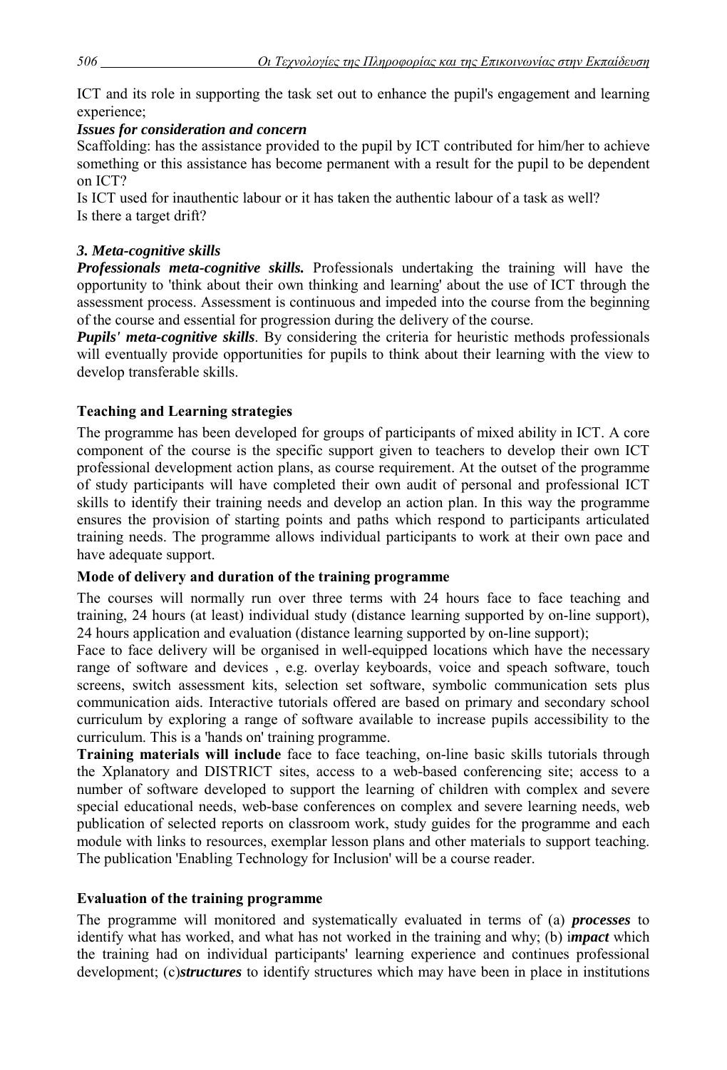ICT and its role in supporting the task set out to enhance the pupil's engagement and learning experience;

***Issues for consideration and concern***

Scaffolding: has the assistance provided to the pupil by ICT contributed for him/her to achieve something or this assistance has become permanent with a result for the pupil to be dependent on ICT?

Is ICT used for inauthentic labour or it has taken the authentic labour of a task as well?

Is there a target drift?

### *3. Meta-cognitive skills*

***Professionals meta-cognitive skills.*** Professionals undertaking the training will have the opportunity to 'think about their own thinking and learning' about the use of ICT through the assessment process. Assessment is continuous and impeded into the course from the beginning of the course and essential for progression during the delivery of the course.

***Pupils' meta-cognitive skills***. By considering the criteria for heuristic methods professionals will eventually provide opportunities for pupils to think about their learning with the view to develop transferable skills.

## Teaching and Learning strategies

The programme has been developed for groups of participants of mixed ability in ICT. A core component of the course is the specific support given to teachers to develop their own ICT professional development action plans, as course requirement. At the outset of the programme of study participants will have completed their own audit of personal and professional ICT skills to identify their training needs and develop an action plan. In this way the programme ensures the provision of starting points and paths which respond to participants articulated training needs. The programme allows individual participants to work at their own pace and have adequate support.

### Mode of delivery and duration of the training programme

The courses will normally run over three terms with 24 hours face to face teaching and training, 24 hours (at least) individual study (distance learning supported by on-line support), 24 hours application and evaluation (distance learning supported by on-line support);

Face to face delivery will be organised in well-equipped locations which have the necessary range of software and devices , e.g. overlay keyboards, voice and speach software, touch screens, switch assessment kits, selection set software, symbolic communication sets plus communication aids. Interactive tutorials offered are based on primary and secondary school curriculum by exploring a range of software available to increase pupils accessibility to the curriculum. This is a 'hands on' training programme.

**Training materials will include** face to face teaching, on-line basic skills tutorials through the Xplanatory and DISTRICT sites, access to a web-based conferencing site; access to a number of software developed to support the learning of children with complex and severe special educational needs, web-base conferences on complex and severe learning needs, web publication of selected reports on classroom work, study guides for the programme and each module with links to resources, exemplar lesson plans and other materials to support teaching. The publication 'Enabling Technology for Inclusion' will be a course reader.

## Evaluation of the training programme

The programme will monitored and systematically evaluated in terms of (a) ***processes*** to identify what has worked, and what has not worked in the training and why; (b) i***mpact*** which the training had on individual participants' learning experience and continues professional development; (c)***structures*** to identify structures which may have been in place in institutions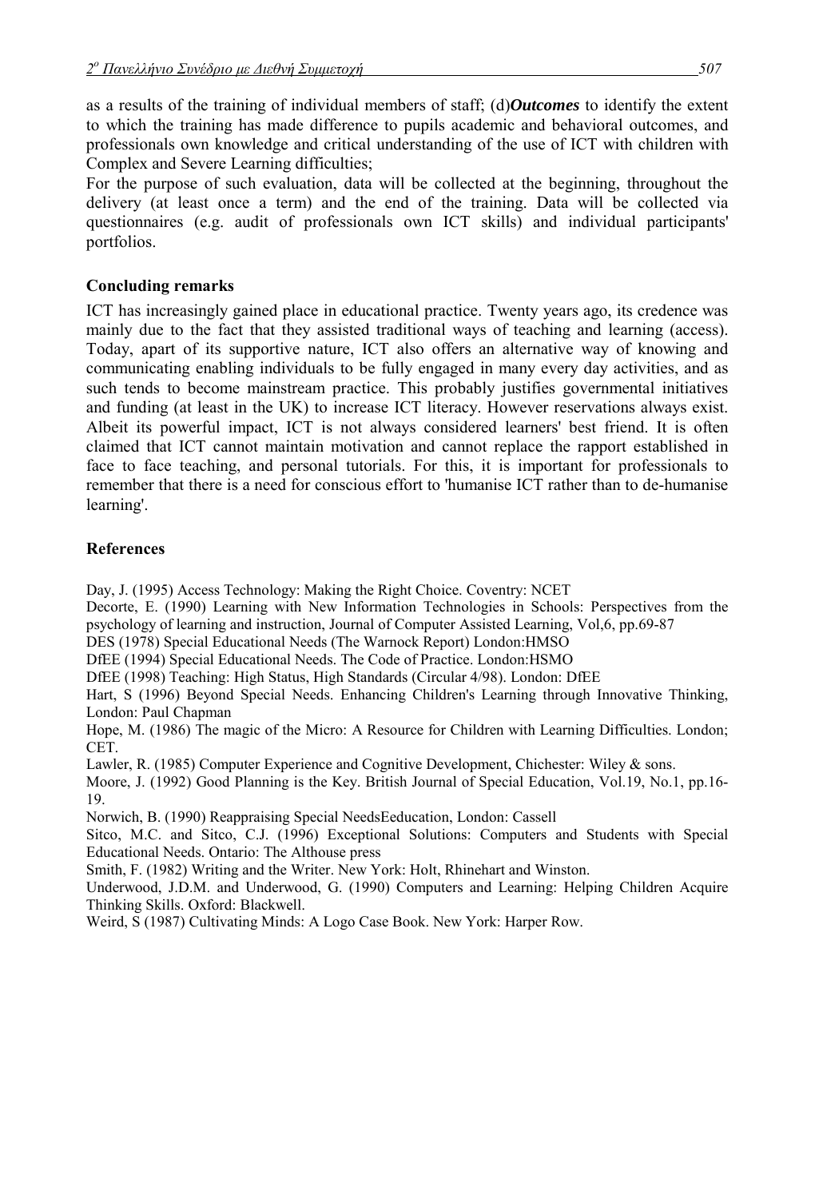as a results of the training of individual members of staff; (d)***Outcomes*** to identify the extent to which the training has made difference to pupils academic and behavioral outcomes, and professionals own knowledge and critical understanding of the use of ICT with children with Complex and Severe Learning difficulties;

For the purpose of such evaluation, data will be collected at the beginning, throughout the delivery (at least once a term) and the end of the training. Data will be collected via questionnaires (e.g. audit of professionals own ICT skills) and individual participants' portfolios.

### Concluding remarks

ICT has increasingly gained place in educational practice. Twenty years ago, its credence was mainly due to the fact that they assisted traditional ways of teaching and learning (access). Today, apart of its supportive nature, ICT also offers an alternative way of knowing and communicating enabling individuals to be fully engaged in many every day activities, and as such tends to become mainstream practice. This probably justifies governmental initiatives and funding (at least in the UK) to increase ICT literacy. However reservations always exist. Albeit its powerful impact, ICT is not always considered learners' best friend. It is often claimed that ICT cannot maintain motivation and cannot replace the rapport established in face to face teaching, and personal tutorials. For this, it is important for professionals to remember that there is a need for conscious effort to 'humanise ICT rather than to de-humanise learning'.

### References

Day, J. (1995) Access Technology: Making the Right Choice. Coventry: NCET

Decorte, E. (1990) Learning with New Information Technologies in Schools: Perspectives from the psychology of learning and instruction, Journal of Computer Assisted Learning, Vol,6, pp.69-87

DES (1978) Special Educational Needs (The Warnock Report) London:HMSO

DfEE (1994) Special Educational Needs. The Code of Practice. London:HSMO

DfEE (1998) Teaching: High Status, High Standards (Circular 4/98). London: DfEE

Hart, S (1996) Beyond Special Needs. Enhancing Children's Learning through Innovative Thinking, London: Paul Chapman

Hope, M. (1986) The magic of the Micro: A Resource for Children with Learning Difficulties. London; CET.

Lawler, R. (1985) Computer Experience and Cognitive Development, Chichester: Wiley & sons.

Moore, J. (1992) Good Planning is the Key. British Journal of Special Education, Vol.19, No.1, pp.16-19.

Norwich, B. (1990) Reappraising Special NeedsEeducation, London: Cassell

Sitco, M.C. and Sitco, C.J. (1996) Exceptional Solutions: Computers and Students with Special Educational Needs. Ontario: The Althouse press

Smith, F. (1982) Writing and the Writer. New York: Holt, Rhinehart and Winston.

Underwood, J.D.M. and Underwood, G. (1990) Computers and Learning: Helping Children Acquire Thinking Skills. Oxford: Blackwell.

Weird, S (1987) Cultivating Minds: A Logo Case Book. New York: Harper Row.